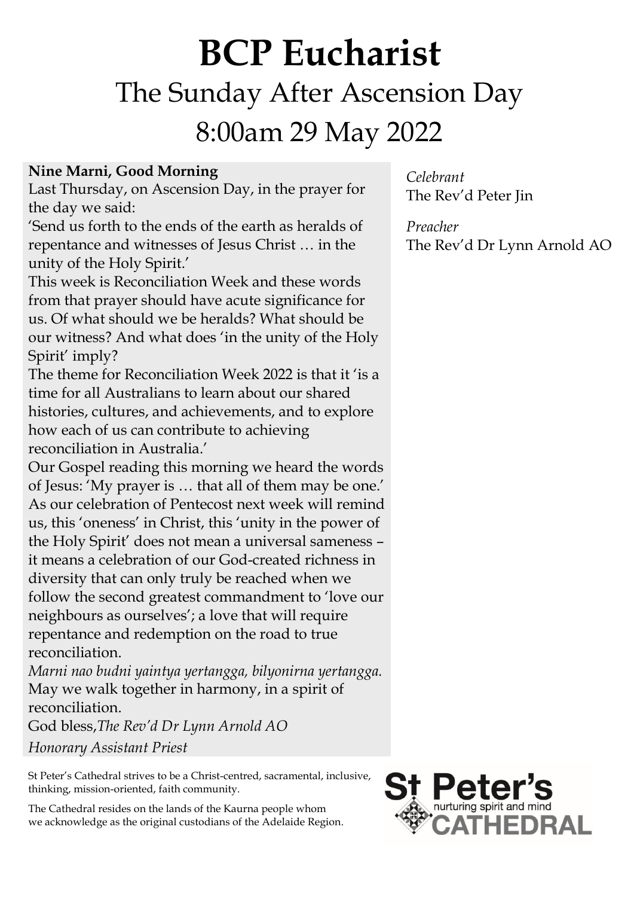# BCP Eucharist

## The Sunday After Ascension Day

## 8:00am 29 May 2022

*Celebrant*
The Rev'd Peter Jin

*Preacher*
The Rev'd Dr Lynn Arnold AO

**Nine Marni, Good Morning**

Last Thursday, on Ascension Day, in the prayer for the day we said:

'Send us forth to the ends of the earth as heralds of repentance and witnesses of Jesus Christ … in the unity of the Holy Spirit.'

This week is Reconciliation Week and these words from that prayer should have acute significance for us. Of what should we be heralds? What should be our witness? And what does 'in the unity of the Holy Spirit' imply?

The theme for Reconciliation Week 2022 is that it 'is a time for all Australians to learn about our shared histories, cultures, and achievements, and to explore how each of us can contribute to achieving reconciliation in Australia.'

Our Gospel reading this morning we heard the words of Jesus: 'My prayer is … that all of them may be one.' As our celebration of Pentecost next week will remind us, this 'oneness' in Christ, this 'unity in the power of the Holy Spirit' does not mean a universal sameness – it means a celebration of our God-created richness in diversity that can only truly be reached when we follow the second greatest commandment to 'love our neighbours as ourselves'; a love that will require repentance and redemption on the road to true reconciliation.

*Marni nao budni yaintya yertangga, bilyonirna yertangga.*
May we walk together in harmony, in a spirit of reconciliation.

God bless,*The Rev'd Dr Lynn Arnold AO*
*Honorary Assistant Priest*

St Peter's Cathedral strives to be a Christ-centred, sacramental, inclusive, thinking, mission-oriented, faith community.

The Cathedral resides on the lands of the Kaurna people whom we acknowledge as the original custodians of the Adelaide Region.

St Peter's nurturing spirit and mind CATHEDRAL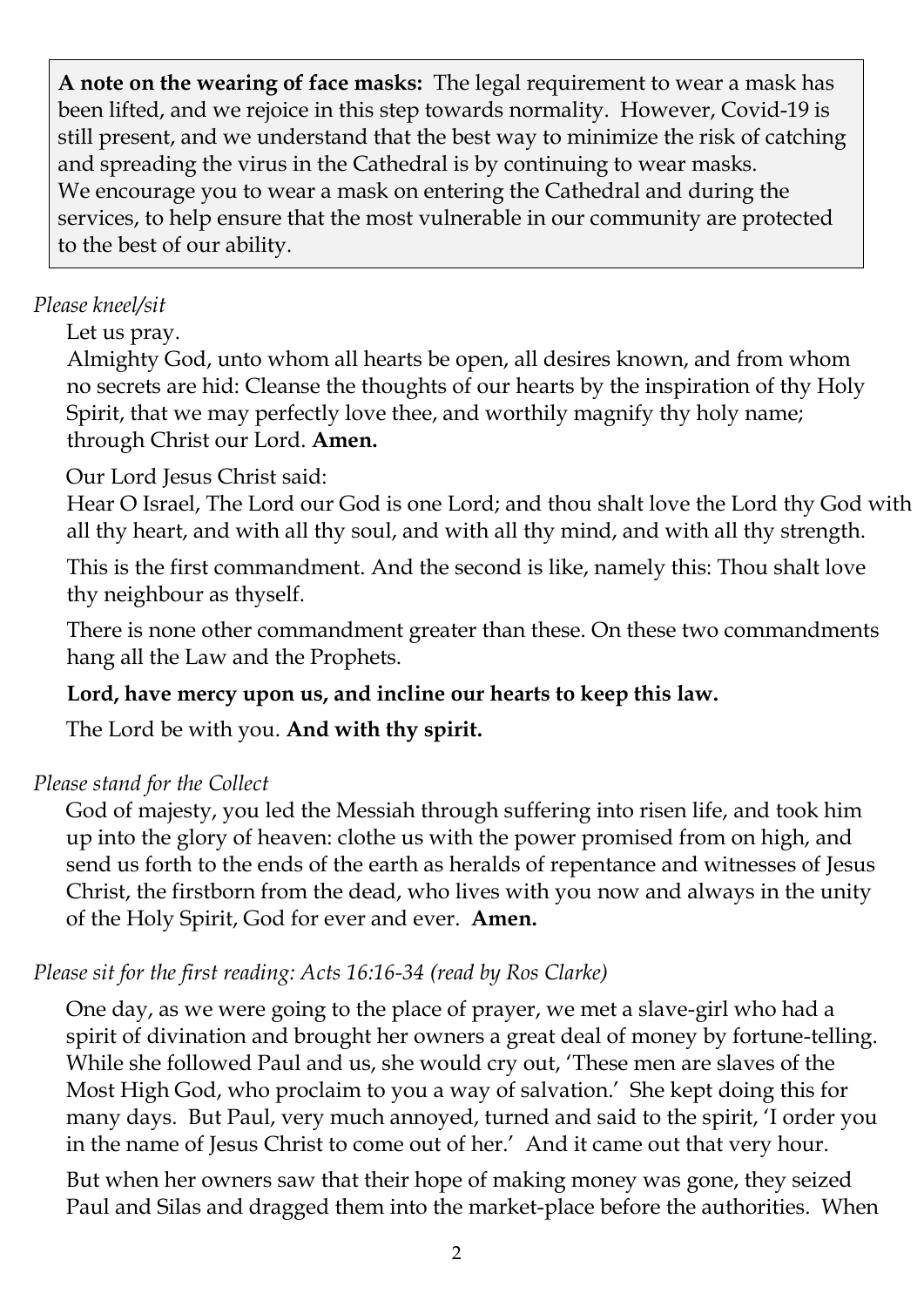**A note on the wearing of face masks:** The legal requirement to wear a mask has been lifted, and we rejoice in this step towards normality. However, Covid-19 is still present, and we understand that the best way to minimize the risk of catching and spreading the virus in the Cathedral is by continuing to wear masks. We encourage you to wear a mask on entering the Cathedral and during the services, to help ensure that the most vulnerable in our community are protected to the best of our ability.

*Please kneel/sit*

Let us pray.

Almighty God, unto whom all hearts be open, all desires known, and from whom no secrets are hid: Cleanse the thoughts of our hearts by the inspiration of thy Holy Spirit, that we may perfectly love thee, and worthily magnify thy holy name; through Christ our Lord. **Amen.**

Our Lord Jesus Christ said:

Hear O Israel, The Lord our God is one Lord; and thou shalt love the Lord thy God with all thy heart, and with all thy soul, and with all thy mind, and with all thy strength.

This is the first commandment. And the second is like, namely this: Thou shalt love thy neighbour as thyself.

There is none other commandment greater than these. On these two commandments hang all the Law and the Prophets.

**Lord, have mercy upon us, and incline our hearts to keep this law.**

The Lord be with you. **And with thy spirit.**

*Please stand for the Collect*

God of majesty, you led the Messiah through suffering into risen life, and took him up into the glory of heaven: clothe us with the power promised from on high, and send us forth to the ends of the earth as heralds of repentance and witnesses of Jesus Christ, the firstborn from the dead, who lives with you now and always in the unity of the Holy Spirit, God for ever and ever. **Amen.**

*Please sit for the first reading: Acts 16:16-34 (read by Ros Clarke)*

One day, as we were going to the place of prayer, we met a slave-girl who had a spirit of divination and brought her owners a great deal of money by fortune-telling. While she followed Paul and us, she would cry out, 'These men are slaves of the Most High God, who proclaim to you a way of salvation.' She kept doing this for many days. But Paul, very much annoyed, turned and said to the spirit, 'I order you in the name of Jesus Christ to come out of her.' And it came out that very hour.

But when her owners saw that their hope of making money was gone, they seized Paul and Silas and dragged them into the market-place before the authorities. When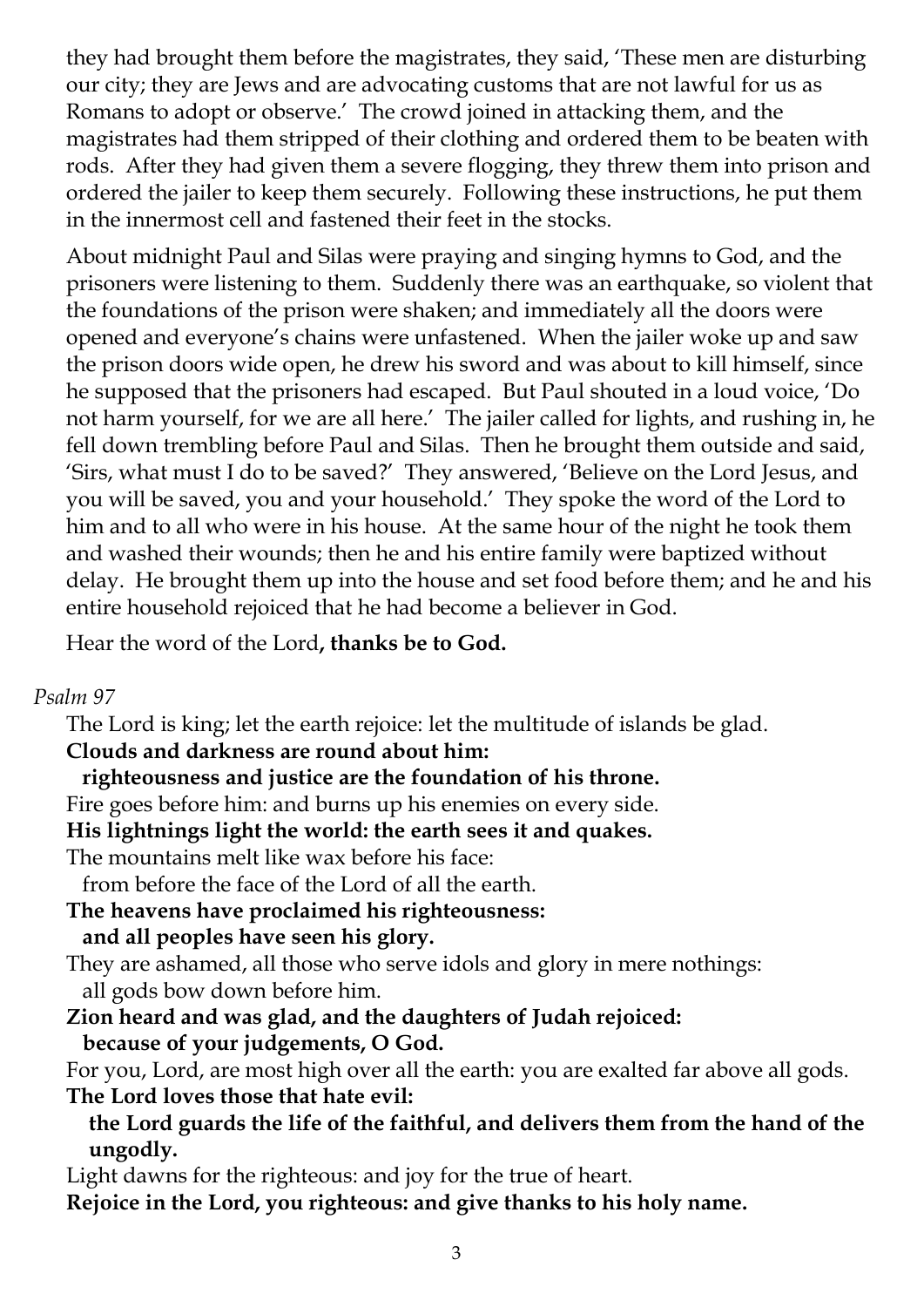they had brought them before the magistrates, they said, 'These men are disturbing our city; they are Jews and are advocating customs that are not lawful for us as Romans to adopt or observe.' The crowd joined in attacking them, and the magistrates had them stripped of their clothing and ordered them to be beaten with rods. After they had given them a severe flogging, they threw them into prison and ordered the jailer to keep them securely. Following these instructions, he put them in the innermost cell and fastened their feet in the stocks.

About midnight Paul and Silas were praying and singing hymns to God, and the prisoners were listening to them. Suddenly there was an earthquake, so violent that the foundations of the prison were shaken; and immediately all the doors were opened and everyone's chains were unfastened. When the jailer woke up and saw the prison doors wide open, he drew his sword and was about to kill himself, since he supposed that the prisoners had escaped. But Paul shouted in a loud voice, 'Do not harm yourself, for we are all here.' The jailer called for lights, and rushing in, he fell down trembling before Paul and Silas. Then he brought them outside and said, 'Sirs, what must I do to be saved?' They answered, 'Believe on the Lord Jesus, and you will be saved, you and your household.' They spoke the word of the Lord to him and to all who were in his house. At the same hour of the night he took them and washed their wounds; then he and his entire family were baptized without delay. He brought them up into the house and set food before them; and he and his entire household rejoiced that he had become a believer in God.

Hear the word of the Lord**, thanks be to God.**

*Psalm 97*

The Lord is king; let the earth rejoice: let the multitude of islands be glad.
**Clouds and darkness are round about him:**
**righteousness and justice are the foundation of his throne.**
Fire goes before him: and burns up his enemies on every side.
**His lightnings light the world: the earth sees it and quakes.**
The mountains melt like wax before his face:
from before the face of the Lord of all the earth.
**The heavens have proclaimed his righteousness:**
**and all peoples have seen his glory.**
They are ashamed, all those who serve idols and glory in mere nothings:
all gods bow down before him.
**Zion heard and was glad, and the daughters of Judah rejoiced:**
**because of your judgements, O God.**
For you, Lord, are most high over all the earth: you are exalted far above all gods.
**The Lord loves those that hate evil:**
**the Lord guards the life of the faithful, and delivers them from the hand of the ungodly.**
Light dawns for the righteous: and joy for the true of heart.
**Rejoice in the Lord, you righteous: and give thanks to his holy name.**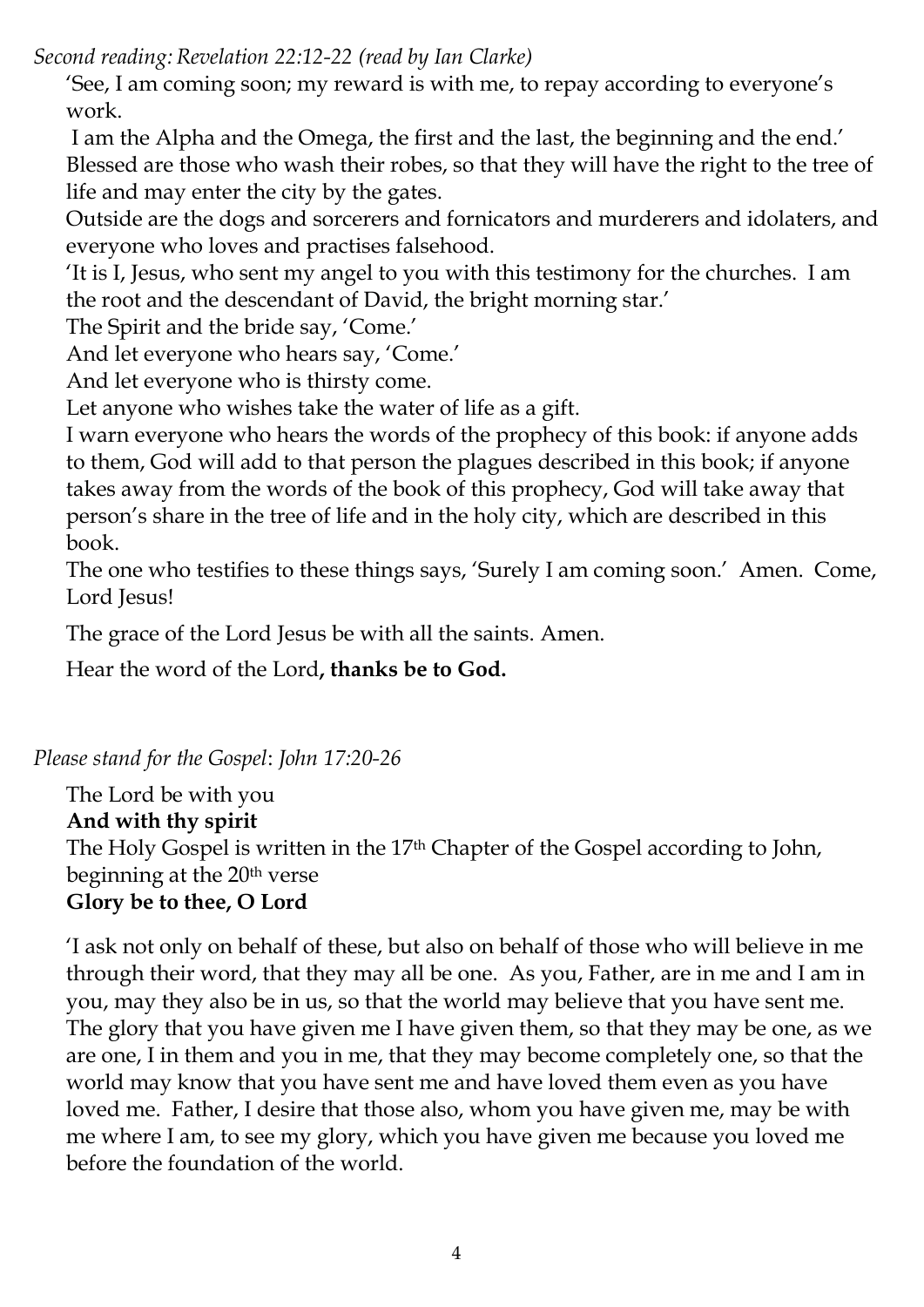*Second reading: Revelation 22:12-22 (read by Ian Clarke)*

'See, I am coming soon; my reward is with me, to repay according to everyone's work.

I am the Alpha and the Omega, the first and the last, the beginning and the end.' Blessed are those who wash their robes, so that they will have the right to the tree of life and may enter the city by the gates.

Outside are the dogs and sorcerers and fornicators and murderers and idolaters, and everyone who loves and practises falsehood.

'It is I, Jesus, who sent my angel to you with this testimony for the churches. I am the root and the descendant of David, the bright morning star.'

The Spirit and the bride say, 'Come.'

And let everyone who hears say, 'Come.'

And let everyone who is thirsty come.

Let anyone who wishes take the water of life as a gift.

I warn everyone who hears the words of the prophecy of this book: if anyone adds to them, God will add to that person the plagues described in this book; if anyone takes away from the words of the book of this prophecy, God will take away that person's share in the tree of life and in the holy city, which are described in this book.

The one who testifies to these things says, 'Surely I am coming soon.' Amen. Come, Lord Jesus!

The grace of the Lord Jesus be with all the saints. Amen.

Hear the word of the Lord**, thanks be to God.**

*Please stand for the Gospel*: *John 17:20-26*

The Lord be with you
**And with thy spirit**
The Holy Gospel is written in the 17th Chapter of the Gospel according to John, beginning at the 20th verse
**Glory be to thee, O Lord**

'I ask not only on behalf of these, but also on behalf of those who will believe in me through their word, that they may all be one. As you, Father, are in me and I am in you, may they also be in us, so that the world may believe that you have sent me. The glory that you have given me I have given them, so that they may be one, as we are one, I in them and you in me, that they may become completely one, so that the world may know that you have sent me and have loved them even as you have loved me. Father, I desire that those also, whom you have given me, may be with me where I am, to see my glory, which you have given me because you loved me before the foundation of the world.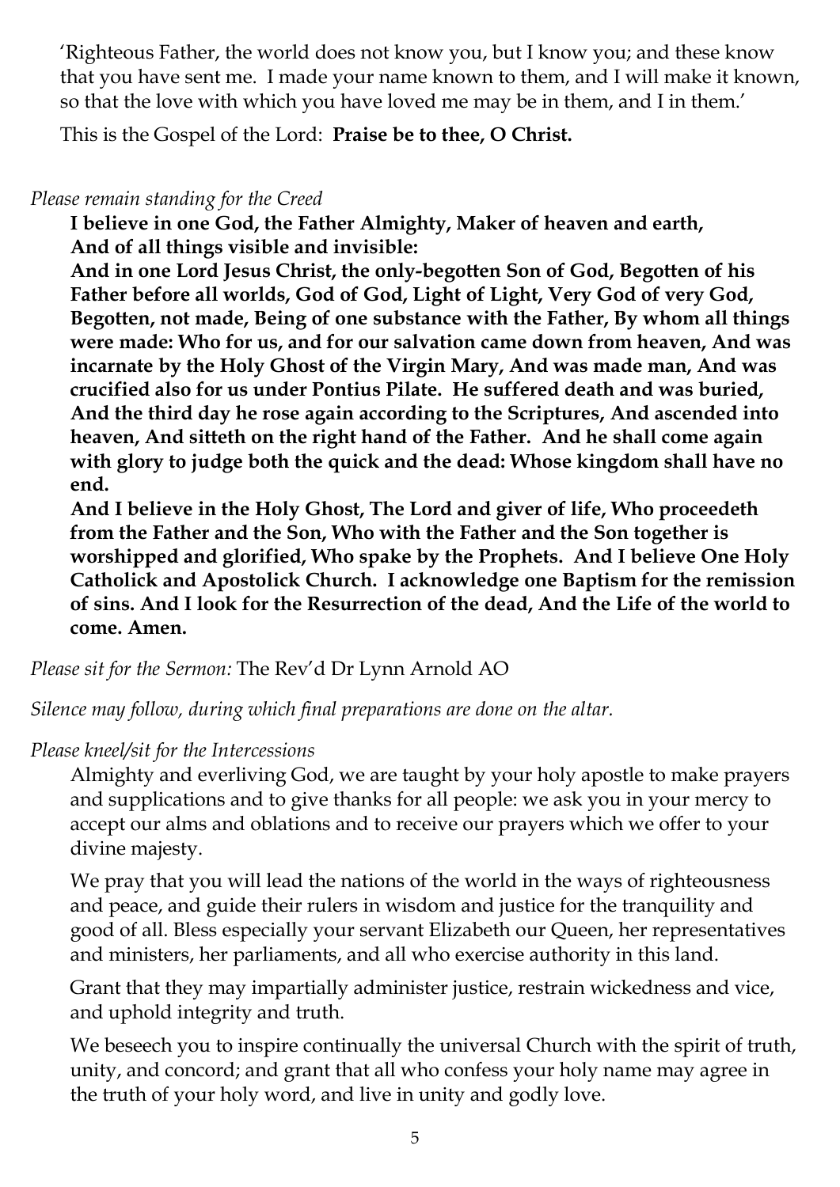'Righteous Father, the world does not know you, but I know you; and these know that you have sent me. I made your name known to them, and I will make it known, so that the love with which you have loved me may be in them, and I in them.'

This is the Gospel of the Lord: **Praise be to thee, O Christ.**

*Please remain standing for the Creed*

**I believe in one God, the Father Almighty, Maker of heaven and earth, And of all things visible and invisible:**

**And in one Lord Jesus Christ, the only-begotten Son of God, Begotten of his Father before all worlds, God of God, Light of Light, Very God of very God, Begotten, not made, Being of one substance with the Father, By whom all things were made: Who for us, and for our salvation came down from heaven, And was incarnate by the Holy Ghost of the Virgin Mary, And was made man, And was crucified also for us under Pontius Pilate. He suffered death and was buried, And the third day he rose again according to the Scriptures, And ascended into heaven, And sitteth on the right hand of the Father. And he shall come again with glory to judge both the quick and the dead: Whose kingdom shall have no end.**

**And I believe in the Holy Ghost, The Lord and giver of life, Who proceedeth from the Father and the Son, Who with the Father and the Son together is worshipped and glorified, Who spake by the Prophets. And I believe One Holy Catholick and Apostolick Church. I acknowledge one Baptism for the remission of sins. And I look for the Resurrection of the dead, And the Life of the world to come. Amen.**

*Please sit for the Sermon:* The Rev'd Dr Lynn Arnold AO

*Silence may follow, during which final preparations are done on the altar.*

*Please kneel/sit for the Intercessions*

Almighty and everliving God, we are taught by your holy apostle to make prayers and supplications and to give thanks for all people: we ask you in your mercy to accept our alms and oblations and to receive our prayers which we offer to your divine majesty.

We pray that you will lead the nations of the world in the ways of righteousness and peace, and guide their rulers in wisdom and justice for the tranquility and good of all. Bless especially your servant Elizabeth our Queen, her representatives and ministers, her parliaments, and all who exercise authority in this land.

Grant that they may impartially administer justice, restrain wickedness and vice, and uphold integrity and truth.

We beseech you to inspire continually the universal Church with the spirit of truth, unity, and concord; and grant that all who confess your holy name may agree in the truth of your holy word, and live in unity and godly love.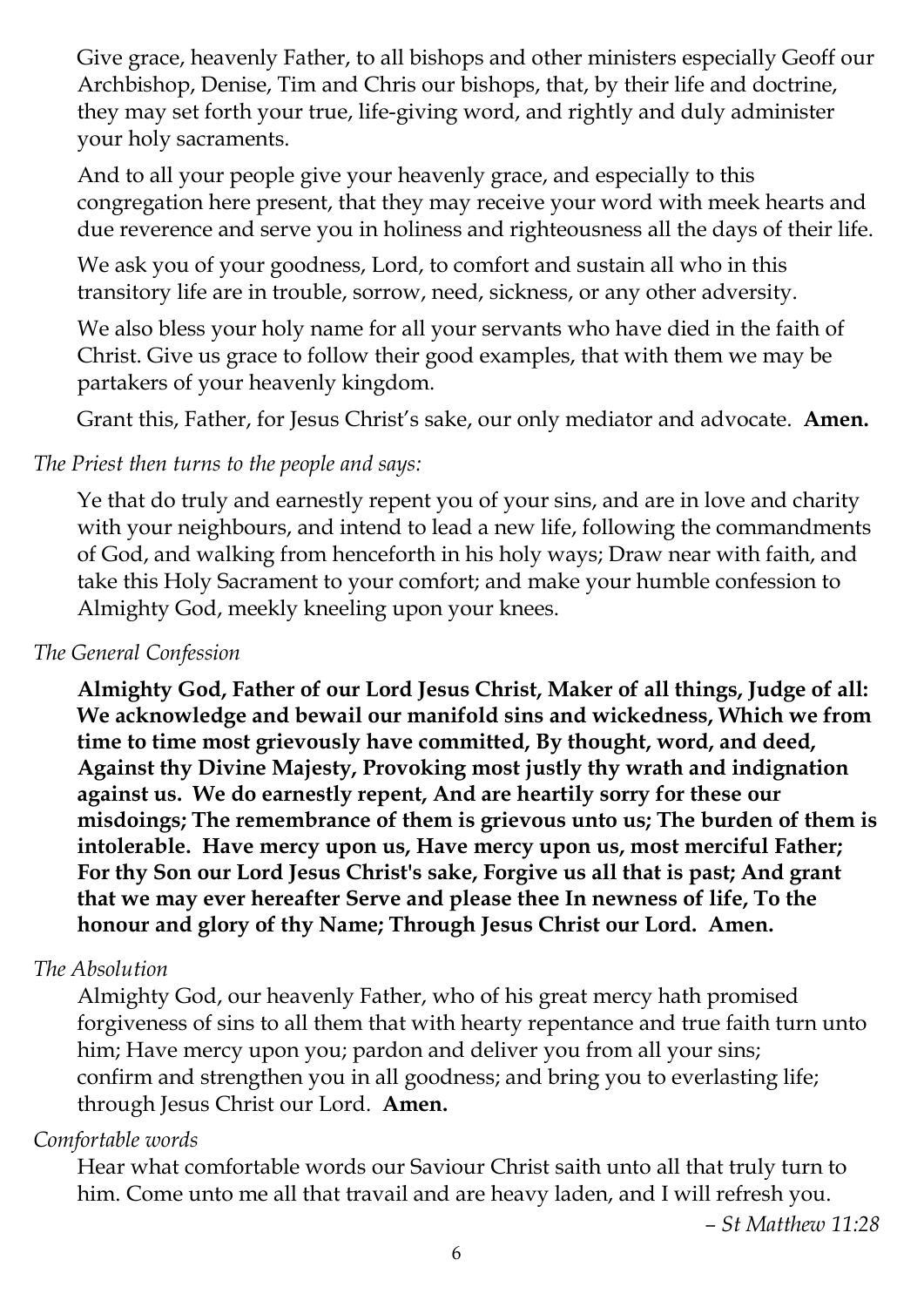Give grace, heavenly Father, to all bishops and other ministers especially Geoff our Archbishop, Denise, Tim and Chris our bishops, that, by their life and doctrine, they may set forth your true, life-giving word, and rightly and duly administer your holy sacraments.

And to all your people give your heavenly grace, and especially to this congregation here present, that they may receive your word with meek hearts and due reverence and serve you in holiness and righteousness all the days of their life.

We ask you of your goodness, Lord, to comfort and sustain all who in this transitory life are in trouble, sorrow, need, sickness, or any other adversity.

We also bless your holy name for all your servants who have died in the faith of Christ. Give us grace to follow their good examples, that with them we may be partakers of your heavenly kingdom.

Grant this, Father, for Jesus Christ's sake, our only mediator and advocate. **Amen.**

*The Priest then turns to the people and says:*

Ye that do truly and earnestly repent you of your sins, and are in love and charity with your neighbours, and intend to lead a new life, following the commandments of God, and walking from henceforth in his holy ways; Draw near with faith, and take this Holy Sacrament to your comfort; and make your humble confession to Almighty God, meekly kneeling upon your knees.

*The General Confession*

**Almighty God, Father of our Lord Jesus Christ, Maker of all things, Judge of all: We acknowledge and bewail our manifold sins and wickedness, Which we from time to time most grievously have committed, By thought, word, and deed, Against thy Divine Majesty, Provoking most justly thy wrath and indignation against us. We do earnestly repent, And are heartily sorry for these our misdoings; The remembrance of them is grievous unto us; The burden of them is intolerable. Have mercy upon us, Have mercy upon us, most merciful Father; For thy Son our Lord Jesus Christ's sake, Forgive us all that is past; And grant that we may ever hereafter Serve and please thee In newness of life, To the honour and glory of thy Name; Through Jesus Christ our Lord. Amen.**

*The Absolution*

Almighty God, our heavenly Father, who of his great mercy hath promised forgiveness of sins to all them that with hearty repentance and true faith turn unto him; Have mercy upon you; pardon and deliver you from all your sins; confirm and strengthen you in all goodness; and bring you to everlasting life; through Jesus Christ our Lord. **Amen.**

*Comfortable words*

Hear what comfortable words our Saviour Christ saith unto all that truly turn to him. Come unto me all that travail and are heavy laden, and I will refresh you.

*– St Matthew 11:28*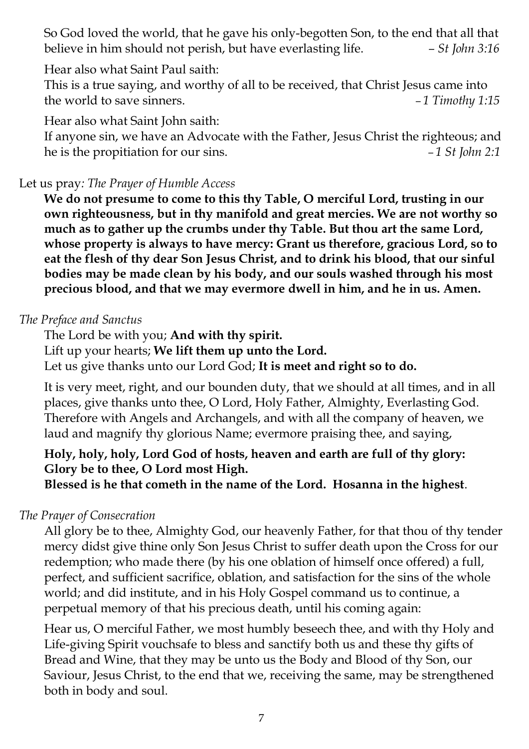So God loved the world, that he gave his only-begotten Son, to the end that all that believe in him should not perish, but have everlasting life. *– St John 3:16*

Hear also what Saint Paul saith:
This is a true saying, and worthy of all to be received, that Christ Jesus came into the world to save sinners. *–1 Timothy 1:15*

Hear also what Saint John saith:
If anyone sin, we have an Advocate with the Father, Jesus Christ the righteous; and he is the propitiation for our sins. *–1 St John 2:1*

Let us pray*: The Prayer of Humble Access*

**We do not presume to come to this thy Table, O merciful Lord, trusting in our own righteousness, but in thy manifold and great mercies. We are not worthy so much as to gather up the crumbs under thy Table. But thou art the same Lord, whose property is always to have mercy: Grant us therefore, gracious Lord, so to eat the flesh of thy dear Son Jesus Christ, and to drink his blood, that our sinful bodies may be made clean by his body, and our souls washed through his most precious blood, and that we may evermore dwell in him, and he in us. Amen.**

*The Preface and Sanctus*

The Lord be with you; **And with thy spirit.**
Lift up your hearts; **We lift them up unto the Lord.**
Let us give thanks unto our Lord God; **It is meet and right so to do.**

It is very meet, right, and our bounden duty, that we should at all times, and in all places, give thanks unto thee, O Lord, Holy Father, Almighty, Everlasting God. Therefore with Angels and Archangels, and with all the company of heaven, we laud and magnify thy glorious Name; evermore praising thee, and saying,

**Holy, holy, holy, Lord God of hosts, heaven and earth are full of thy glory:**
**Glory be to thee, O Lord most High.**
**Blessed is he that cometh in the name of the Lord. Hosanna in the highest**.

*The Prayer of Consecration*

All glory be to thee, Almighty God, our heavenly Father, for that thou of thy tender mercy didst give thine only Son Jesus Christ to suffer death upon the Cross for our redemption; who made there (by his one oblation of himself once offered) a full, perfect, and sufficient sacrifice, oblation, and satisfaction for the sins of the whole world; and did institute, and in his Holy Gospel command us to continue, a perpetual memory of that his precious death, until his coming again:

Hear us, O merciful Father, we most humbly beseech thee, and with thy Holy and Life-giving Spirit vouchsafe to bless and sanctify both us and these thy gifts of Bread and Wine, that they may be unto us the Body and Blood of thy Son, our Saviour, Jesus Christ, to the end that we, receiving the same, may be strengthened both in body and soul.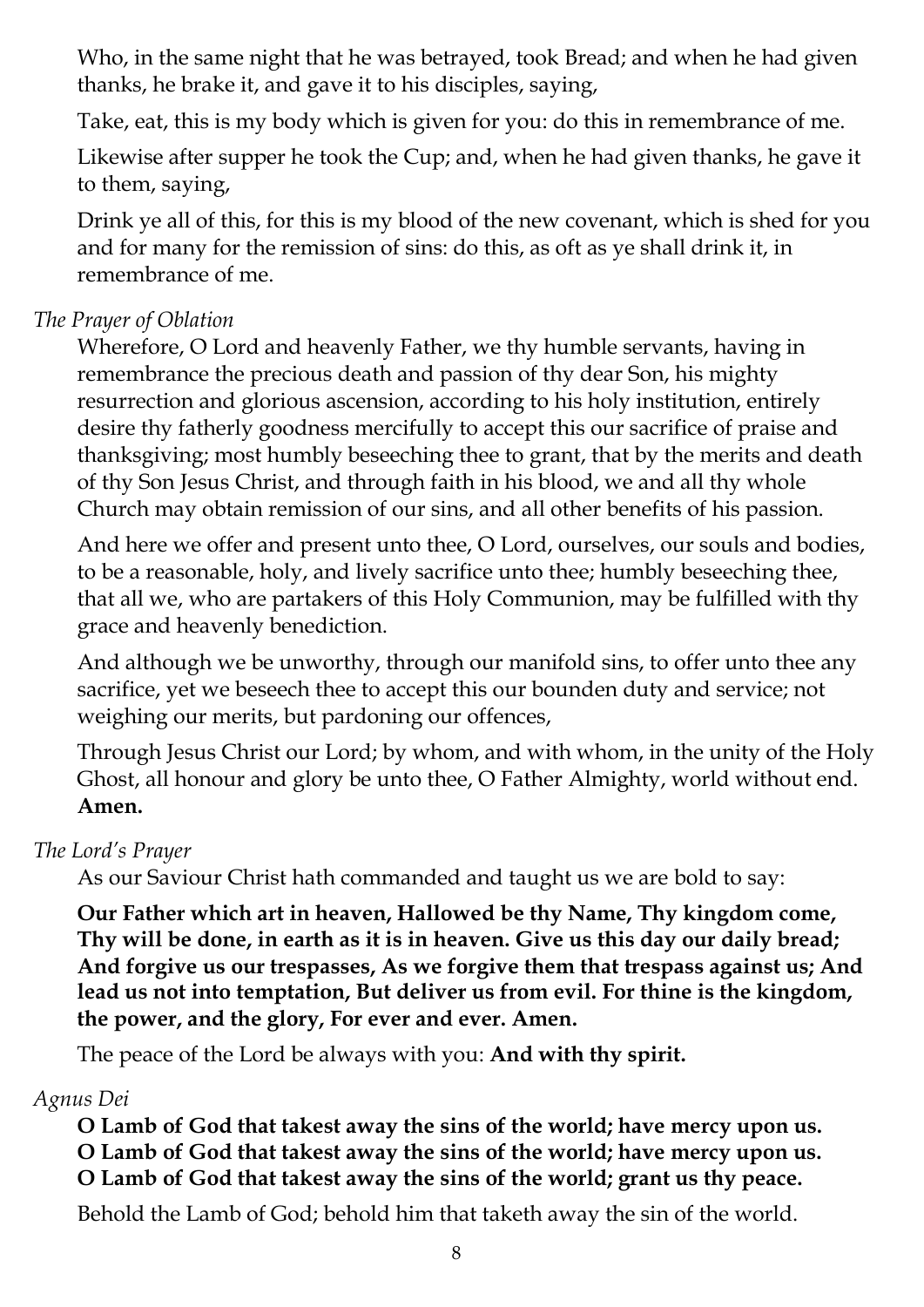Who, in the same night that he was betrayed, took Bread; and when he had given thanks, he brake it, and gave it to his disciples, saying,

Take, eat, this is my body which is given for you: do this in remembrance of me.

Likewise after supper he took the Cup; and, when he had given thanks, he gave it to them, saying,

Drink ye all of this, for this is my blood of the new covenant, which is shed for you and for many for the remission of sins: do this, as oft as ye shall drink it, in remembrance of me.

*The Prayer of Oblation*

Wherefore, O Lord and heavenly Father, we thy humble servants, having in remembrance the precious death and passion of thy dear Son, his mighty resurrection and glorious ascension, according to his holy institution, entirely desire thy fatherly goodness mercifully to accept this our sacrifice of praise and thanksgiving; most humbly beseeching thee to grant, that by the merits and death of thy Son Jesus Christ, and through faith in his blood, we and all thy whole Church may obtain remission of our sins, and all other benefits of his passion.

And here we offer and present unto thee, O Lord, ourselves, our souls and bodies, to be a reasonable, holy, and lively sacrifice unto thee; humbly beseeching thee, that all we, who are partakers of this Holy Communion, may be fulfilled with thy grace and heavenly benediction.

And although we be unworthy, through our manifold sins, to offer unto thee any sacrifice, yet we beseech thee to accept this our bounden duty and service; not weighing our merits, but pardoning our offences,

Through Jesus Christ our Lord; by whom, and with whom, in the unity of the Holy Ghost, all honour and glory be unto thee, O Father Almighty, world without end. **Amen.**

*The Lord's Prayer*

As our Saviour Christ hath commanded and taught us we are bold to say:

**Our Father which art in heaven, Hallowed be thy Name, Thy kingdom come, Thy will be done, in earth as it is in heaven. Give us this day our daily bread; And forgive us our trespasses, As we forgive them that trespass against us; And lead us not into temptation, But deliver us from evil. For thine is the kingdom, the power, and the glory, For ever and ever. Amen.**

The peace of the Lord be always with you: **And with thy spirit.**

*Agnus Dei*

**O Lamb of God that takest away the sins of the world; have mercy upon us.**
**O Lamb of God that takest away the sins of the world; have mercy upon us.**
**O Lamb of God that takest away the sins of the world; grant us thy peace.**

Behold the Lamb of God; behold him that taketh away the sin of the world.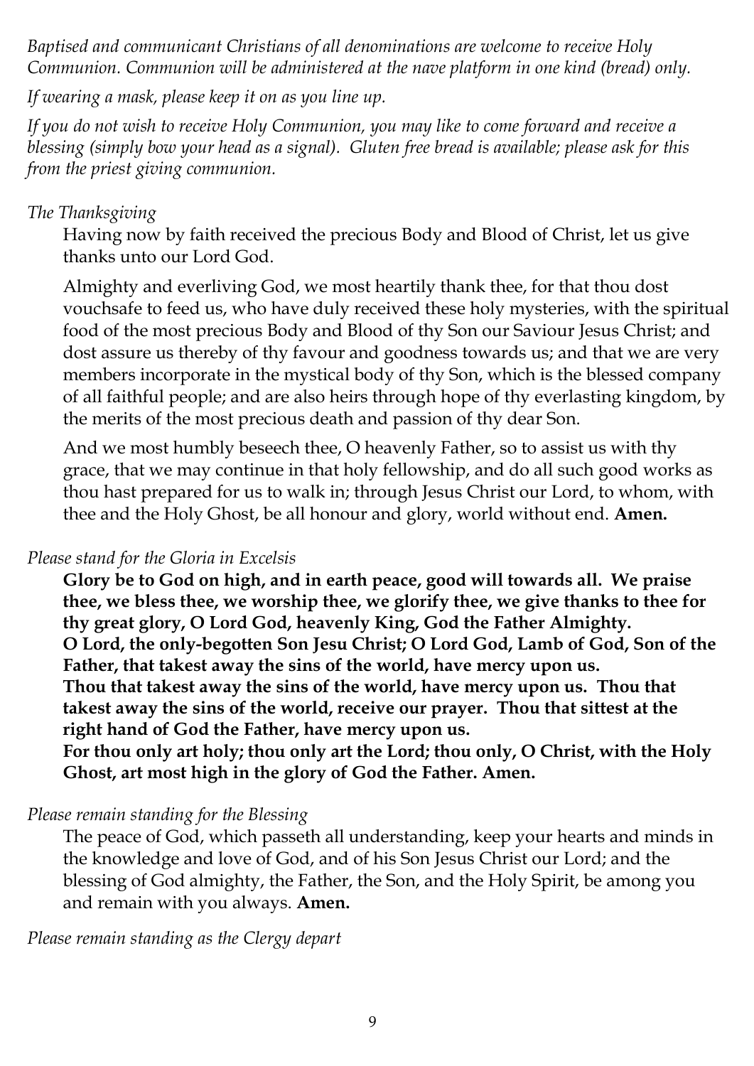*Baptised and communicant Christians of all denominations are welcome to receive Holy Communion. Communion will be administered at the nave platform in one kind (bread) only.*

*If wearing a mask, please keep it on as you line up.*

*If you do not wish to receive Holy Communion, you may like to come forward and receive a blessing (simply bow your head as a signal). Gluten free bread is available; please ask for this from the priest giving communion.*

*The Thanksgiving*

Having now by faith received the precious Body and Blood of Christ, let us give thanks unto our Lord God.

Almighty and everliving God, we most heartily thank thee, for that thou dost vouchsafe to feed us, who have duly received these holy mysteries, with the spiritual food of the most precious Body and Blood of thy Son our Saviour Jesus Christ; and dost assure us thereby of thy favour and goodness towards us; and that we are very members incorporate in the mystical body of thy Son, which is the blessed company of all faithful people; and are also heirs through hope of thy everlasting kingdom, by the merits of the most precious death and passion of thy dear Son.

And we most humbly beseech thee, O heavenly Father, so to assist us with thy grace, that we may continue in that holy fellowship, and do all such good works as thou hast prepared for us to walk in; through Jesus Christ our Lord, to whom, with thee and the Holy Ghost, be all honour and glory, world without end. **Amen.**

*Please stand for the Gloria in Excelsis*

**Glory be to God on high, and in earth peace, good will towards all. We praise thee, we bless thee, we worship thee, we glorify thee, we give thanks to thee for thy great glory, O Lord God, heavenly King, God the Father Almighty.**
**O Lord, the only-begotten Son Jesu Christ; O Lord God, Lamb of God, Son of the Father, that takest away the sins of the world, have mercy upon us.**
**Thou that takest away the sins of the world, have mercy upon us. Thou that takest away the sins of the world, receive our prayer. Thou that sittest at the right hand of God the Father, have mercy upon us.**
**For thou only art holy; thou only art the Lord; thou only, O Christ, with the Holy Ghost, art most high in the glory of God the Father. Amen.**

*Please remain standing for the Blessing*

The peace of God, which passeth all understanding, keep your hearts and minds in the knowledge and love of God, and of his Son Jesus Christ our Lord; and the blessing of God almighty, the Father, the Son, and the Holy Spirit, be among you and remain with you always. **Amen.**

*Please remain standing as the Clergy depart*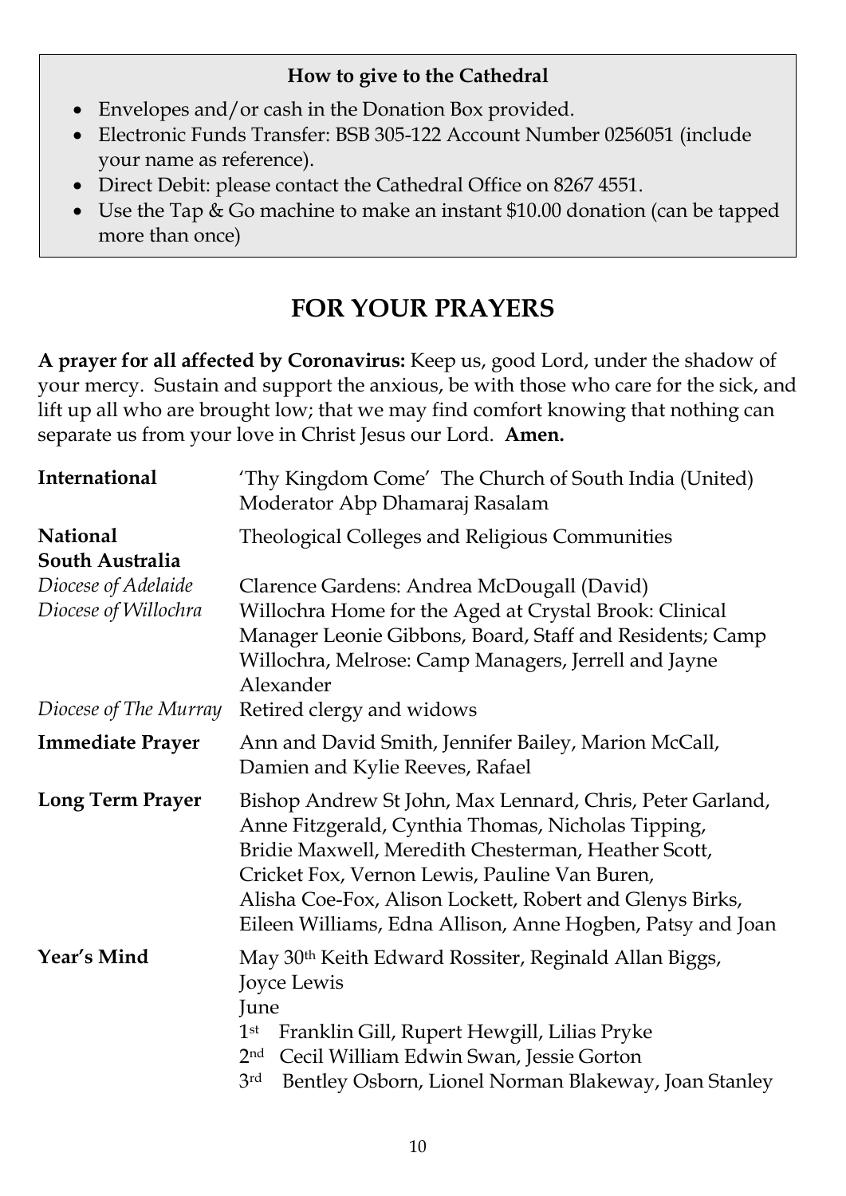**How to give to the Cathedral**

- Envelopes and/or cash in the Donation Box provided.
- Electronic Funds Transfer: BSB 305-122 Account Number 0256051 (include your name as reference).
- Direct Debit: please contact the Cathedral Office on 8267 4551.
- Use the Tap & Go machine to make an instant $10.00 donation (can be tapped more than once)

# FOR YOUR PRAYERS

**A prayer for all affected by Coronavirus:** Keep us, good Lord, under the shadow of your mercy. Sustain and support the anxious, be with those who care for the sick, and lift up all who are brought low; that we may find comfort knowing that nothing can separate us from your love in Christ Jesus our Lord. **Amen.**

| | |
|---|---|
| **International** | 'Thy Kingdom Come' The Church of South India (United) Moderator Abp Dhamaraj Rasalam |
| **National** | Theological Colleges and Religious Communities |
| **South Australia** | |
| *Diocese of Adelaide* | Clarence Gardens: Andrea McDougall (David) |
| *Diocese of Willochra* | Willochra Home for the Aged at Crystal Brook: Clinical Manager Leonie Gibbons, Board, Staff and Residents; Camp Willochra, Melrose: Camp Managers, Jerrell and Jayne Alexander |
| *Diocese of The Murray* | Retired clergy and widows |
| **Immediate Prayer** | Ann and David Smith, Jennifer Bailey, Marion McCall, Damien and Kylie Reeves, Rafael |
| **Long Term Prayer** | Bishop Andrew St John, Max Lennard, Chris, Peter Garland, Anne Fitzgerald, Cynthia Thomas, Nicholas Tipping, Bridie Maxwell, Meredith Chesterman, Heather Scott, Cricket Fox, Vernon Lewis, Pauline Van Buren, Alisha Coe-Fox, Alison Lockett, Robert and Glenys Birks, Eileen Williams, Edna Allison, Anne Hogben, Patsy and Joan |
| **Year's Mind** | May 30th Keith Edward Rossiter, Reginald Allan Biggs, Joyce Lewis<br>June<br>1st Franklin Gill, Rupert Hewgill, Lilias Pryke<br>2nd Cecil William Edwin Swan, Jessie Gorton<br>3rd Bentley Osborn, Lionel Norman Blakeway, Joan Stanley |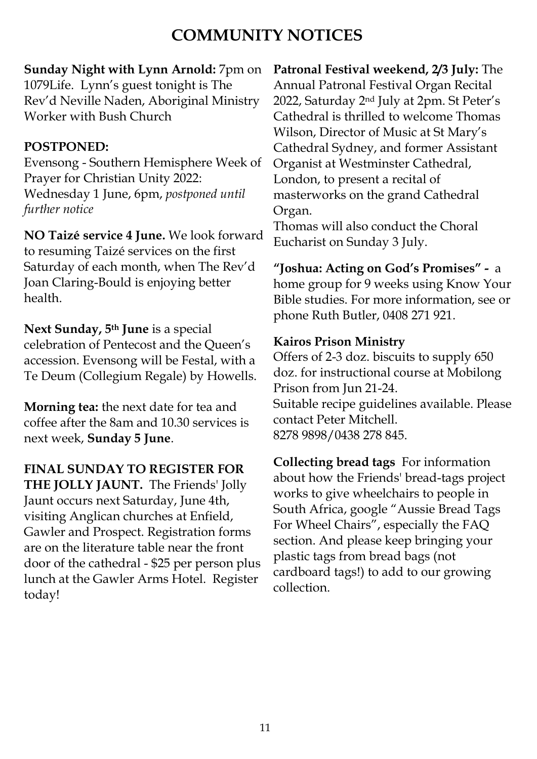# COMMUNITY NOTICES

**Sunday Night with Lynn Arnold:** 7pm on 1079Life. Lynn's guest tonight is The Rev'd Neville Naden, Aboriginal Ministry Worker with Bush Church

**POSTPONED:**

Evensong - Southern Hemisphere Week of Prayer for Christian Unity 2022: Wednesday 1 June, 6pm, *postponed until further notice*

**NO Taizé service 4 June.** We look forward to resuming Taizé services on the first Saturday of each month, when The Rev'd Joan Claring-Bould is enjoying better health.

**Next Sunday, 5th June** is a special celebration of Pentecost and the Queen's accession. Evensong will be Festal, with a Te Deum (Collegium Regale) by Howells.

**Morning tea:** the next date for tea and coffee after the 8am and 10.30 services is next week, **Sunday 5 June**.

**FINAL SUNDAY TO REGISTER FOR THE JOLLY JAUNT.** The Friends' Jolly Jaunt occurs next Saturday, June 4th, visiting Anglican churches at Enfield, Gawler and Prospect. Registration forms are on the literature table near the front door of the cathedral - $25 per person plus lunch at the Gawler Arms Hotel. Register today!

**Patronal Festival weekend, 2/3 July:** The Annual Patronal Festival Organ Recital 2022, Saturday 2nd July at 2pm. St Peter's Cathedral is thrilled to welcome Thomas Wilson, Director of Music at St Mary's Cathedral Sydney, and former Assistant Organist at Westminster Cathedral, London, to present a recital of masterworks on the grand Cathedral Organ.
Thomas will also conduct the Choral Eucharist on Sunday 3 July.

**"Joshua: Acting on God's Promises" -** a home group for 9 weeks using Know Your Bible studies. For more information, see or phone Ruth Butler, 0408 271 921.

**Kairos Prison Ministry**
Offers of 2-3 doz. biscuits to supply 650 doz. for instructional course at Mobilong Prison from Jun 21-24.
Suitable recipe guidelines available. Please contact Peter Mitchell.
8278 9898/0438 278 845.

**Collecting bread tags** For information about how the Friends' bread-tags project works to give wheelchairs to people in South Africa, google "Aussie Bread Tags For Wheel Chairs", especially the FAQ section. And please keep bringing your plastic tags from bread bags (not cardboard tags!) to add to our growing collection.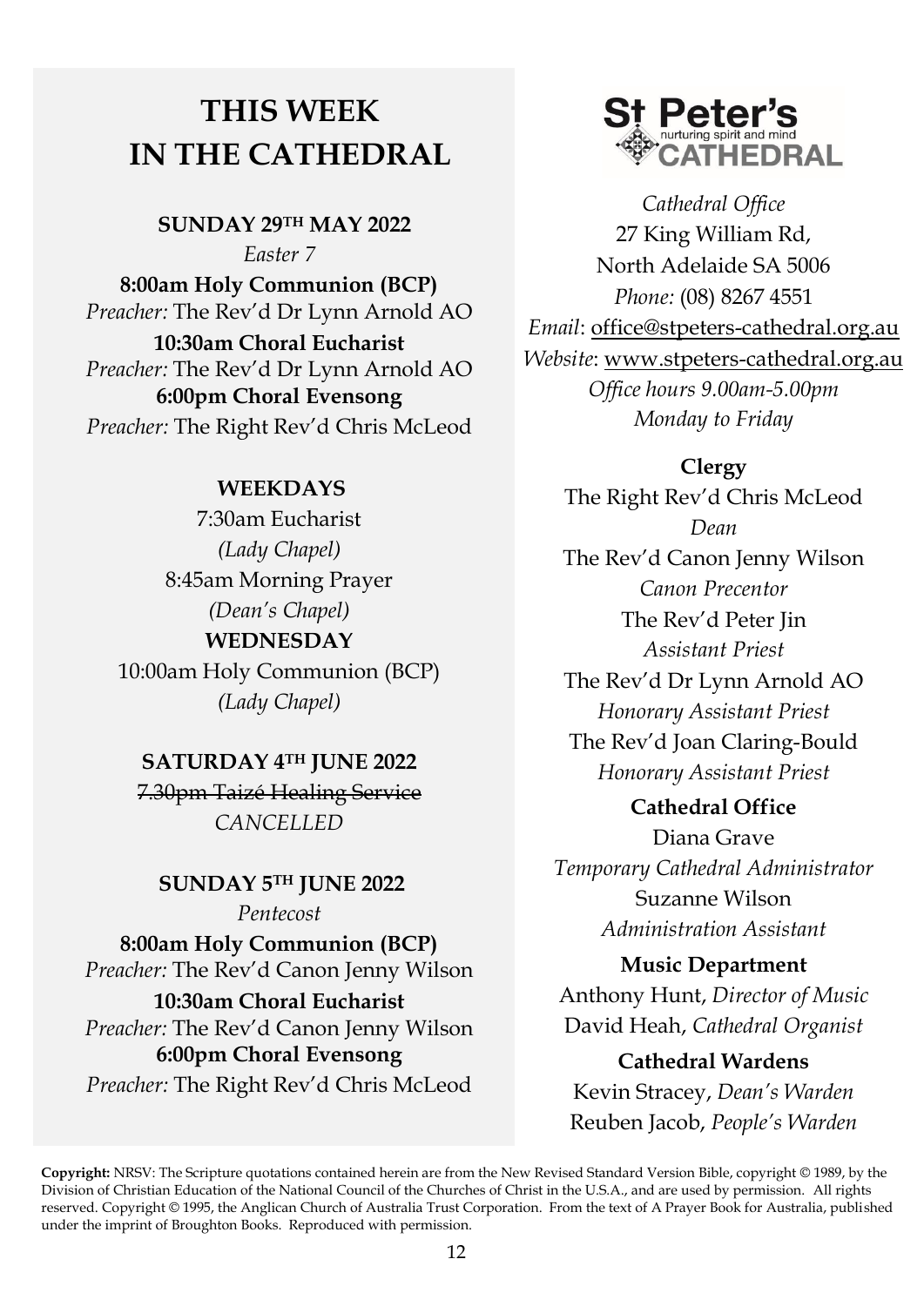# THIS WEEK IN THE CATHEDRAL

**SUNDAY 29TH MAY 2022**

*Easter 7*

**8:00am Holy Communion (BCP)**
*Preacher:* The Rev'd Dr Lynn Arnold AO

**10:30am Choral Eucharist**
*Preacher:* The Rev'd Dr Lynn Arnold AO

**6:00pm Choral Evensong**
*Preacher:* The Right Rev'd Chris McLeod

**WEEKDAYS**

7:30am Eucharist
*(Lady Chapel)*
8:45am Morning Prayer
*(Dean's Chapel)*

**WEDNESDAY**

10:00am Holy Communion (BCP)
*(Lady Chapel)*

**SATURDAY 4TH JUNE 2022**

~~7.30pm Taizé Healing Service~~
*CANCELLED*

**SUNDAY 5TH JUNE 2022**

*Pentecost*

**8:00am Holy Communion (BCP)**
*Preacher:* The Rev'd Canon Jenny Wilson

**10:30am Choral Eucharist**
*Preacher:* The Rev'd Canon Jenny Wilson

**6:00pm Choral Evensong**
*Preacher:* The Right Rev'd Chris McLeod

---

**St Peter's CATHEDRAL** – nurturing spirit and mind

*Cathedral Office*
27 King William Rd,
North Adelaide SA 5006
*Phone:* (08) 8267 4551
*Email*: office@stpeters-cathedral.org.au
*Website*: www.stpeters-cathedral.org.au
*Office hours 9.00am-5.00pm*
*Monday to Friday*

**Clergy**

The Right Rev'd Chris McLeod
*Dean*
The Rev'd Canon Jenny Wilson
*Canon Precentor*
The Rev'd Peter Jin
*Assistant Priest*
The Rev'd Dr Lynn Arnold AO
*Honorary Assistant Priest*
The Rev'd Joan Claring-Bould
*Honorary Assistant Priest*

**Cathedral Office**

Diana Grave
*Temporary Cathedral Administrator*
Suzanne Wilson
*Administration Assistant*

**Music Department**

Anthony Hunt, *Director of Music*
David Heah, *Cathedral Organist*

**Cathedral Wardens**

Kevin Stracey, *Dean's Warden*
Reuben Jacob, *People's Warden*

---

**Copyright:** NRSV: The Scripture quotations contained herein are from the New Revised Standard Version Bible, copyright © 1989, by the Division of Christian Education of the National Council of the Churches of Christ in the U.S.A., and are used by permission. All rights reserved. Copyright © 1995, the Anglican Church of Australia Trust Corporation. From the text of A Prayer Book for Australia, published under the imprint of Broughton Books. Reproduced with permission.